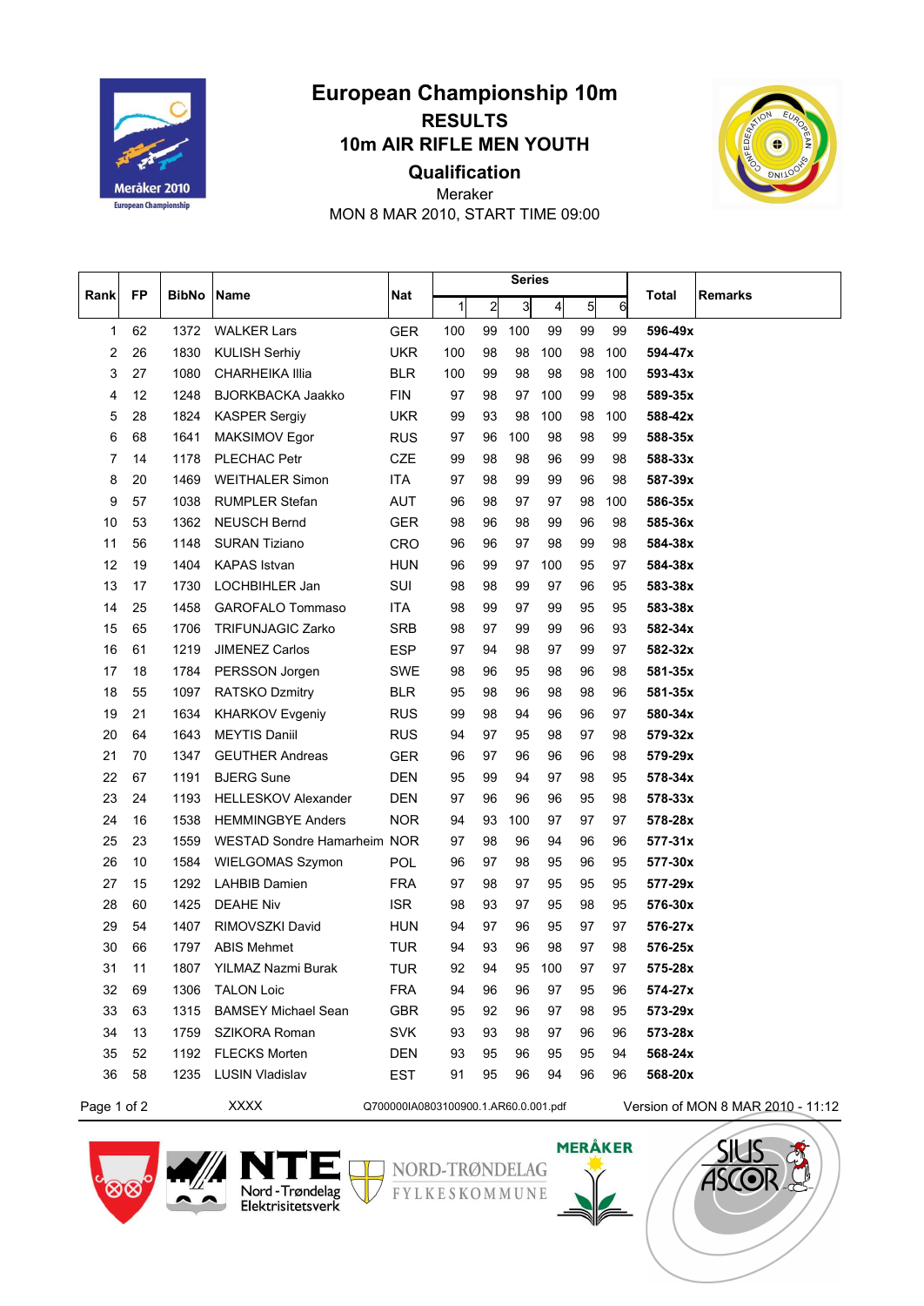# European Championship 10m

## RESULTS

## 10m AIR RIFLE MEN YOUTH

## Qualification

Meraker

MON 8 MAR 2010, START TIME 09:00

| Rank | FP | BibNo | Name | Nat | Series | | | | | | Total | Remarks |
|---|---|---|---|---|---|---|---|---|---|---|---|---|
| | | | | | 1 | 2 | 3 | 4 | 5 | 6 | | |
| 1 | 62 | 1372 | WALKER Lars | GER | 100 | 99 | 100 | 99 | 99 | 99 | **596-49x** | |
| 2 | 26 | 1830 | KULISH Serhiy | UKR | 100 | 98 | 98 | 100 | 98 | 100 | **594-47x** | |
| 3 | 27 | 1080 | CHARHEIKA Illia | BLR | 100 | 99 | 98 | 98 | 98 | 100 | **593-43x** | |
| 4 | 12 | 1248 | BJORKBACKA Jaakko | FIN | 97 | 98 | 97 | 100 | 99 | 98 | **589-35x** | |
| 5 | 28 | 1824 | KASPER Sergiy | UKR | 99 | 93 | 98 | 100 | 98 | 100 | **588-42x** | |
| 6 | 68 | 1641 | MAKSIMOV Egor | RUS | 97 | 96 | 100 | 98 | 98 | 99 | **588-35x** | |
| 7 | 14 | 1178 | PLECHAC Petr | CZE | 99 | 98 | 98 | 96 | 99 | 98 | **588-33x** | |
| 8 | 20 | 1469 | WEITHALER Simon | ITA | 97 | 98 | 99 | 99 | 96 | 98 | **587-39x** | |
| 9 | 57 | 1038 | RUMPLER Stefan | AUT | 96 | 98 | 97 | 97 | 98 | 100 | **586-35x** | |
| 10 | 53 | 1362 | NEUSCH Bernd | GER | 98 | 96 | 98 | 99 | 96 | 98 | **585-36x** | |
| 11 | 56 | 1148 | SURAN Tiziano | CRO | 96 | 96 | 97 | 98 | 99 | 98 | **584-38x** | |
| 12 | 19 | 1404 | KAPAS Istvan | HUN | 96 | 99 | 97 | 100 | 95 | 97 | **584-38x** | |
| 13 | 17 | 1730 | LOCHBIHLER Jan | SUI | 98 | 98 | 99 | 97 | 96 | 95 | **583-38x** | |
| 14 | 25 | 1458 | GAROFALO Tommaso | ITA | 98 | 99 | 97 | 99 | 95 | 95 | **583-38x** | |
| 15 | 65 | 1706 | TRIFUNJAGIC Zarko | SRB | 98 | 97 | 99 | 99 | 96 | 93 | **582-34x** | |
| 16 | 61 | 1219 | JIMENEZ Carlos | ESP | 97 | 94 | 98 | 97 | 99 | 97 | **582-32x** | |
| 17 | 18 | 1784 | PERSSON Jorgen | SWE | 98 | 96 | 95 | 98 | 96 | 98 | **581-35x** | |
| 18 | 55 | 1097 | RATSKO Dzmitry | BLR | 95 | 98 | 96 | 98 | 98 | 96 | **581-35x** | |
| 19 | 21 | 1634 | KHARKOV Evgeniy | RUS | 99 | 98 | 94 | 96 | 96 | 97 | **580-34x** | |
| 20 | 64 | 1643 | MEYTIS Daniil | RUS | 94 | 97 | 95 | 98 | 97 | 98 | **579-32x** | |
| 21 | 70 | 1347 | GEUTHER Andreas | GER | 96 | 97 | 96 | 96 | 96 | 98 | **579-29x** | |
| 22 | 67 | 1191 | BJERG Sune | DEN | 95 | 99 | 94 | 97 | 98 | 95 | **578-34x** | |
| 23 | 24 | 1193 | HELLESKOV Alexander | DEN | 97 | 96 | 96 | 96 | 95 | 98 | **578-33x** | |
| 24 | 16 | 1538 | HEMMINGBYE Anders | NOR | 94 | 93 | 100 | 97 | 97 | 97 | **578-28x** | |
| 25 | 23 | 1559 | WESTAD Sondre Hamarheim | NOR | 97 | 98 | 96 | 94 | 96 | 96 | **577-31x** | |
| 26 | 10 | 1584 | WIELGOMAS Szymon | POL | 96 | 97 | 98 | 95 | 96 | 95 | **577-30x** | |
| 27 | 15 | 1292 | LAHBIB Damien | FRA | 97 | 98 | 97 | 95 | 95 | 95 | **577-29x** | |
| 28 | 60 | 1425 | DEAHE Niv | ISR | 98 | 93 | 97 | 95 | 98 | 95 | **576-30x** | |
| 29 | 54 | 1407 | RIMOVSZKI David | HUN | 94 | 97 | 96 | 95 | 97 | 97 | **576-27x** | |
| 30 | 66 | 1797 | ABIS Mehmet | TUR | 94 | 93 | 96 | 98 | 97 | 98 | **576-25x** | |
| 31 | 11 | 1807 | YILMAZ Nazmi Burak | TUR | 92 | 94 | 95 | 100 | 97 | 97 | **575-28x** | |
| 32 | 69 | 1306 | TALON Loic | FRA | 94 | 96 | 96 | 97 | 95 | 96 | **574-27x** | |
| 33 | 63 | 1315 | BAMSEY Michael Sean | GBR | 95 | 92 | 96 | 97 | 98 | 95 | **573-29x** | |
| 34 | 13 | 1759 | SZIKORA Roman | SVK | 93 | 93 | 98 | 97 | 96 | 96 | **573-28x** | |
| 35 | 52 | 1192 | FLECKS Morten | DEN | 93 | 95 | 96 | 95 | 95 | 94 | **568-24x** | |
| 36 | 58 | 1235 | LUSIN Vladislav | EST | 91 | 95 | 96 | 94 | 96 | 96 | **568-20x** | |

XXXX Q700000IA0803100900.1.AR60.0.001.pdf Version of MON 8 MAR 2010 - 11:12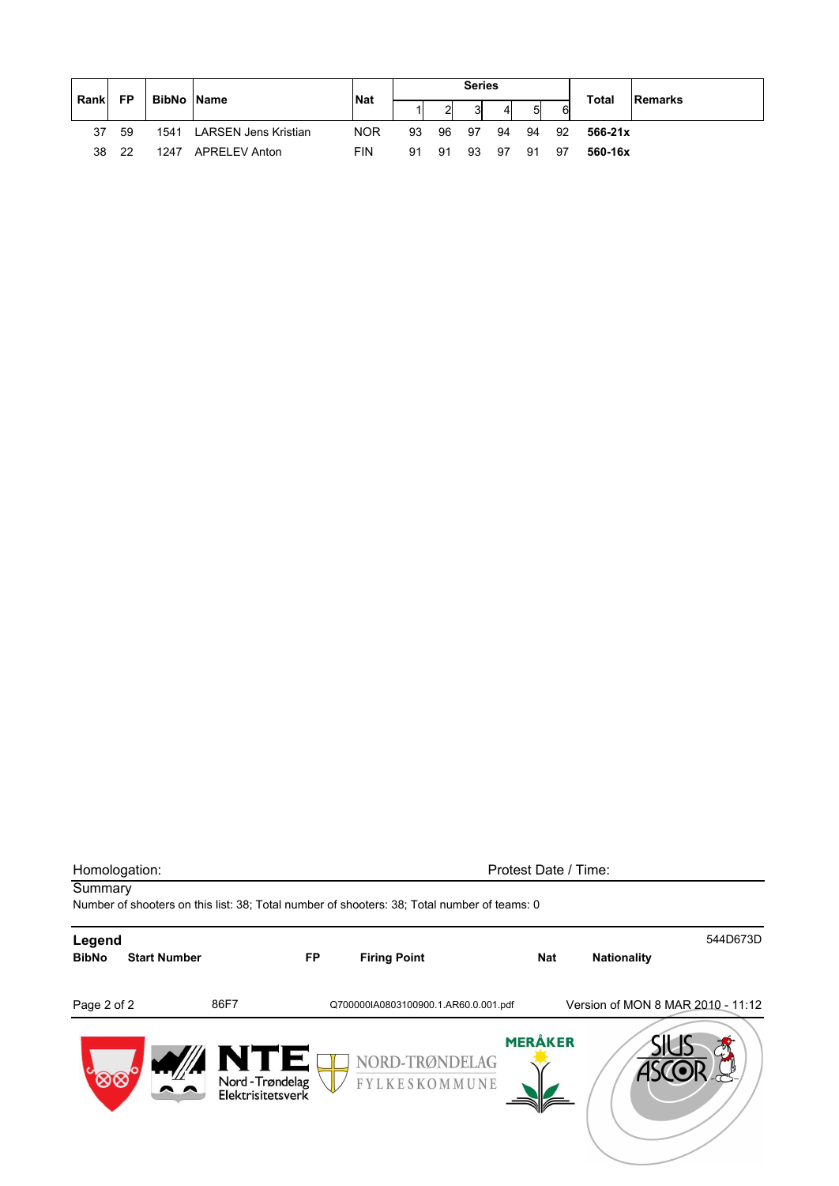| Rank | FP | BibNo | Name | Nat | Series | | | | | | Total | Remarks |
|---|---|---|---|---|---|---|---|---|---|---|---|---|
| | | | | | 1 | 2 | 3 | 4 | 5 | 6 | | |
| 37 | 59 | 1541 | LARSEN Jens Kristian | NOR | 93 | 96 | 97 | 94 | 94 | 92 | **566-21x** | |
| 38 | 22 | 1247 | APRELEV Anton | FIN | 91 | 91 | 93 | 97 | 91 | 97 | **560-16x** | |

Homologation: Protest Date / Time:

Summary

Number of shooters on this list: 38; Total number of shooters: 38; Total number of teams: 0

**Legend** 544D673D

**BibNo** Start Number **FP** Firing Point **Nat** Nationality

86F7 Q700000IA0803100900.1.AR60.0.001.pdf Version of MON 8 MAR 2010 - 11:12

NTE Nord-Trøndelag Elektrisitetsverk NORD-TRØNDELAG FYLKESKOMMUNE MERÅKER SIUS ASCOR